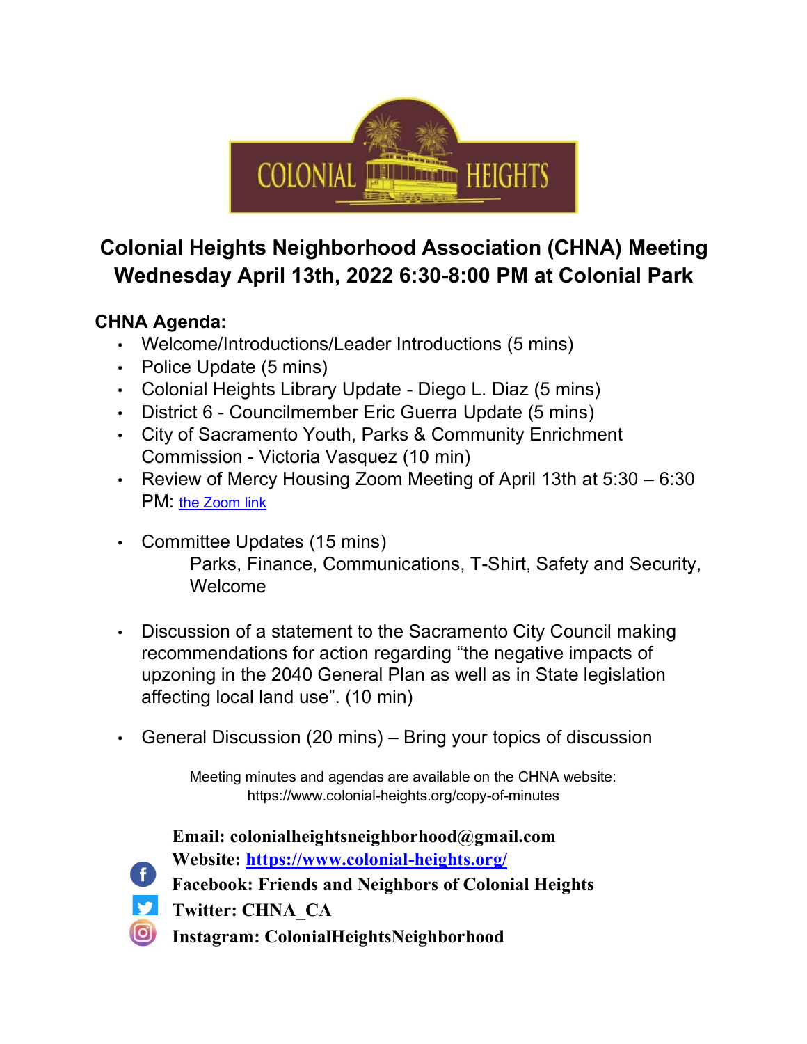# Colonial Heights Neighborhood Association (CHNA) Meeting
# Wednesday April 13th, 2022 6:30-8:00 PM at Colonial Park

**CHNA Agenda:**

- Welcome/Introductions/Leader Introductions (5 mins)
- Police Update (5 mins)
- Colonial Heights Library Update - Diego L. Diaz (5 mins)
- District 6 - Councilmember Eric Guerra Update (5 mins)
- City of Sacramento Youth, Parks & Community Enrichment Commission - Victoria Vasquez (10 min)
- Review of Mercy Housing Zoom Meeting of April 13th at 5:30 – 6:30 PM: the Zoom link
- Committee Updates (15 mins)
  Parks, Finance, Communications, T-Shirt, Safety and Security, Welcome
- Discussion of a statement to the Sacramento City Council making recommendations for action regarding "the negative impacts of upzoning in the 2040 General Plan as well as in State legislation affecting local land use". (10 min)
- General Discussion (20 mins) – Bring your topics of discussion

Meeting minutes and agendas are available on the CHNA website:
https://www.colonial-heights.org/copy-of-minutes

**Email: colonialheightsneighborhood@gmail.com**
**Website: https://www.colonial-heights.org/**
**Facebook: Friends and Neighbors of Colonial Heights**
**Twitter: CHNA_CA**
**Instagram: ColonialHeightsNeighborhood**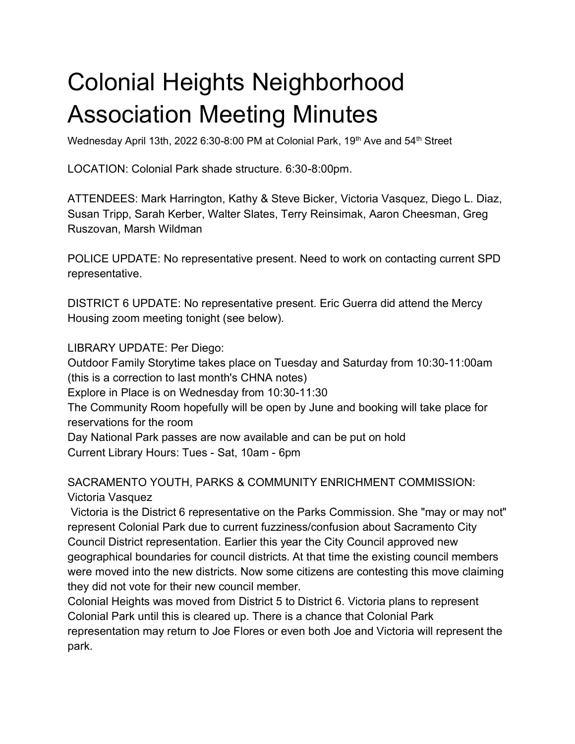# Colonial Heights Neighborhood Association Meeting Minutes

Wednesday April 13th, 2022 6:30-8:00 PM at Colonial Park, 19th Ave and 54th Street

LOCATION: Colonial Park shade structure. 6:30-8:00pm.

ATTENDEES: Mark Harrington, Kathy & Steve Bicker, Victoria Vasquez, Diego L. Diaz, Susan Tripp, Sarah Kerber, Walter Slates, Terry Reinsimak, Aaron Cheesman, Greg Ruszovan, Marsh Wildman

POLICE UPDATE: No representative present. Need to work on contacting current SPD representative.

DISTRICT 6 UPDATE: No representative present. Eric Guerra did attend the Mercy Housing zoom meeting tonight (see below).

LIBRARY UPDATE: Per Diego:
Outdoor Family Storytime takes place on Tuesday and Saturday from 10:30-11:00am (this is a correction to last month's CHNA notes)
Explore in Place is on Wednesday from 10:30-11:30
The Community Room hopefully will be open by June and booking will take place for reservations for the room
Day National Park passes are now available and can be put on hold
Current Library Hours: Tues - Sat, 10am - 6pm

SACRAMENTO YOUTH, PARKS & COMMUNITY ENRICHMENT COMMISSION: Victoria Vasquez
Victoria is the District 6 representative on the Parks Commission. She "may or may not" represent Colonial Park due to current fuzziness/confusion about Sacramento City Council District representation. Earlier this year the City Council approved new geographical boundaries for council districts. At that time the existing council members were moved into the new districts. Now some citizens are contesting this move claiming they did not vote for their new council member.
Colonial Heights was moved from District 5 to District 6. Victoria plans to represent Colonial Park until this is cleared up. There is a chance that Colonial Park representation may return to Joe Flores or even both Joe and Victoria will represent the park.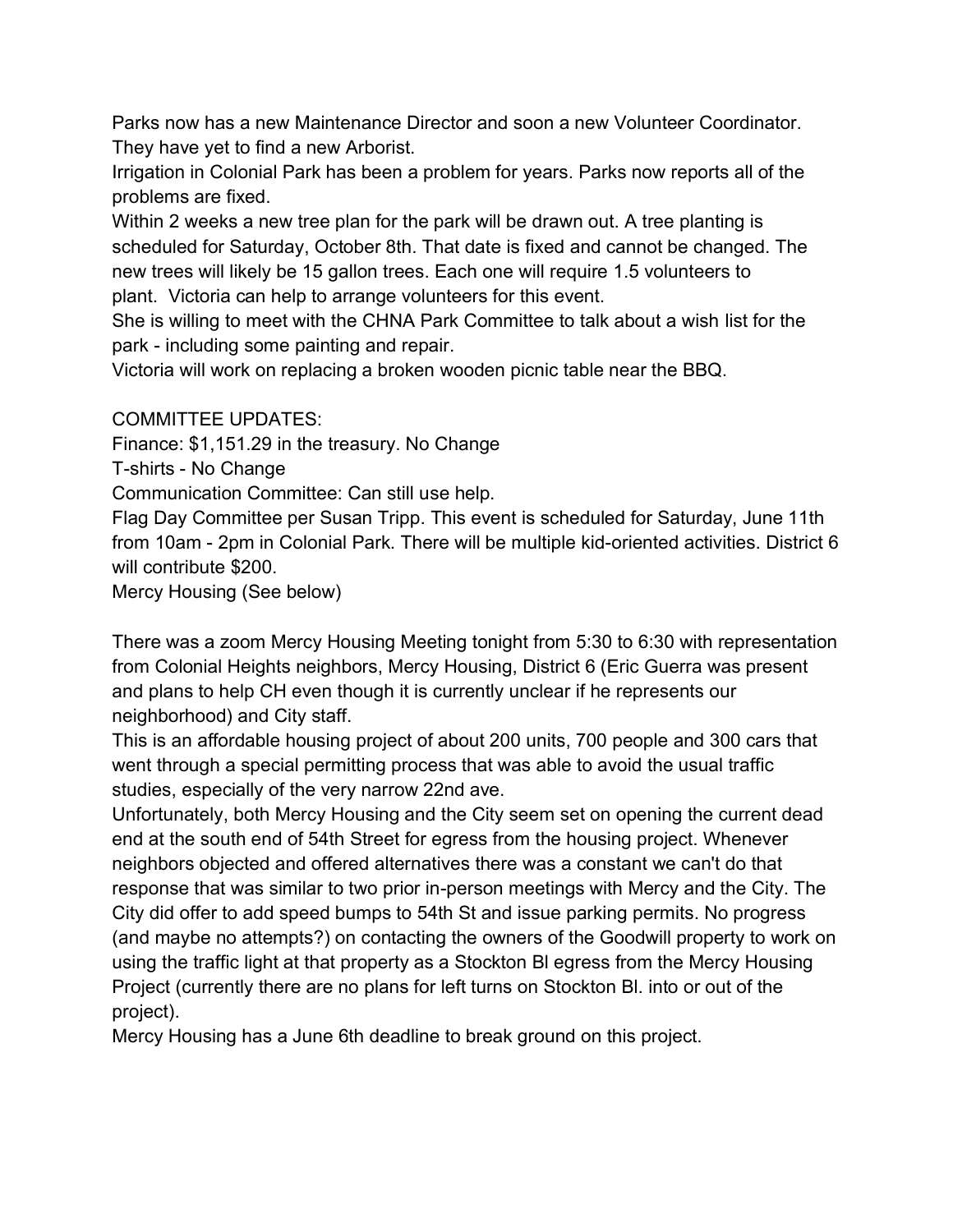Parks now has a new Maintenance Director and soon a new Volunteer Coordinator. They have yet to find a new Arborist.

Irrigation in Colonial Park has been a problem for years. Parks now reports all of the problems are fixed.

Within 2 weeks a new tree plan for the park will be drawn out. A tree planting is scheduled for Saturday, October 8th. That date is fixed and cannot be changed. The new trees will likely be 15 gallon trees. Each one will require 1.5 volunteers to plant. Victoria can help to arrange volunteers for this event.

She is willing to meet with the CHNA Park Committee to talk about a wish list for the park - including some painting and repair.

Victoria will work on replacing a broken wooden picnic table near the BBQ.

COMMITTEE UPDATES:

Finance: $1,151.29 in the treasury. No Change

T-shirts - No Change

Communication Committee: Can still use help.

Flag Day Committee per Susan Tripp. This event is scheduled for Saturday, June 11th from 10am - 2pm in Colonial Park. There will be multiple kid-oriented activities. District 6 will contribute $200.

Mercy Housing (See below)

There was a zoom Mercy Housing Meeting tonight from 5:30 to 6:30 with representation from Colonial Heights neighbors, Mercy Housing, District 6 (Eric Guerra was present and plans to help CH even though it is currently unclear if he represents our neighborhood) and City staff.

This is an affordable housing project of about 200 units, 700 people and 300 cars that went through a special permitting process that was able to avoid the usual traffic studies, especially of the very narrow 22nd ave.

Unfortunately, both Mercy Housing and the City seem set on opening the current dead end at the south end of 54th Street for egress from the housing project. Whenever neighbors objected and offered alternatives there was a constant we can't do that response that was similar to two prior in-person meetings with Mercy and the City. The City did offer to add speed bumps to 54th St and issue parking permits. No progress (and maybe no attempts?) on contacting the owners of the Goodwill property to work on using the traffic light at that property as a Stockton Bl egress from the Mercy Housing Project (currently there are no plans for left turns on Stockton Bl. into or out of the project).

Mercy Housing has a June 6th deadline to break ground on this project.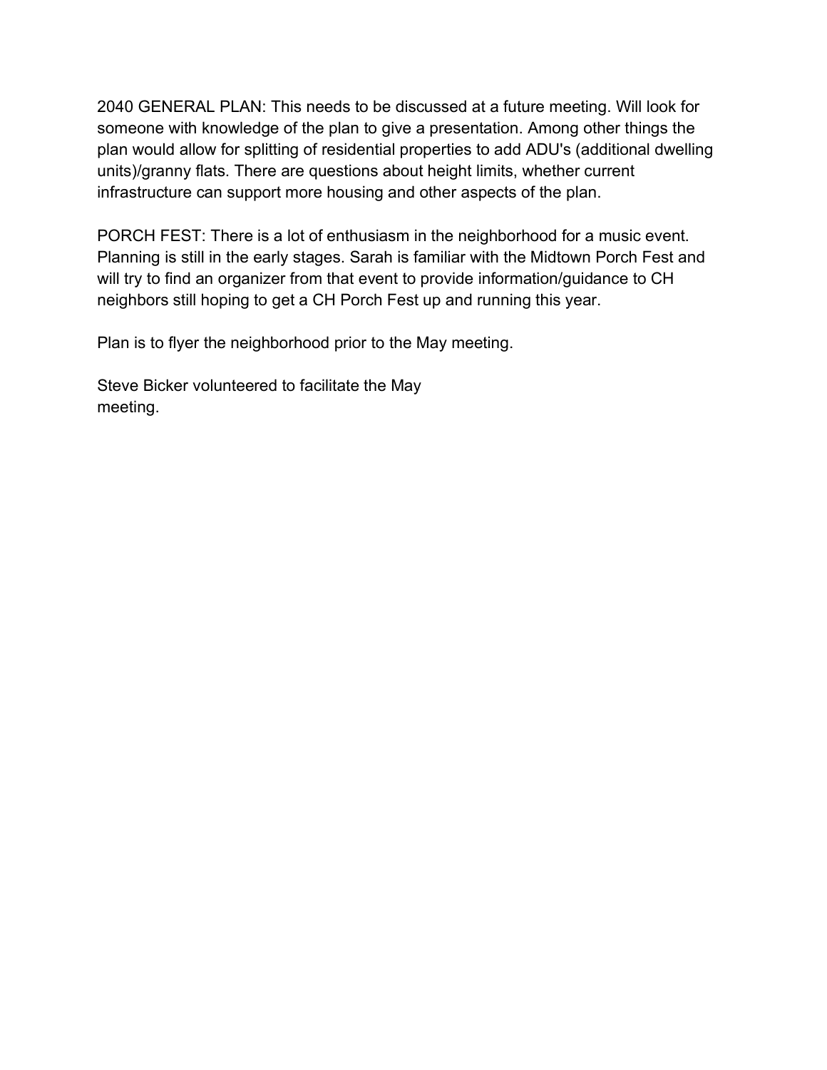2040 GENERAL PLAN: This needs to be discussed at a future meeting. Will look for someone with knowledge of the plan to give a presentation. Among other things the plan would allow for splitting of residential properties to add ADU's (additional dwelling units)/granny flats. There are questions about height limits, whether current infrastructure can support more housing and other aspects of the plan.

PORCH FEST: There is a lot of enthusiasm in the neighborhood for a music event. Planning is still in the early stages. Sarah is familiar with the Midtown Porch Fest and will try to find an organizer from that event to provide information/guidance to CH neighbors still hoping to get a CH Porch Fest up and running this year.

Plan is to flyer the neighborhood prior to the May meeting.

Steve Bicker volunteered to facilitate the May meeting.